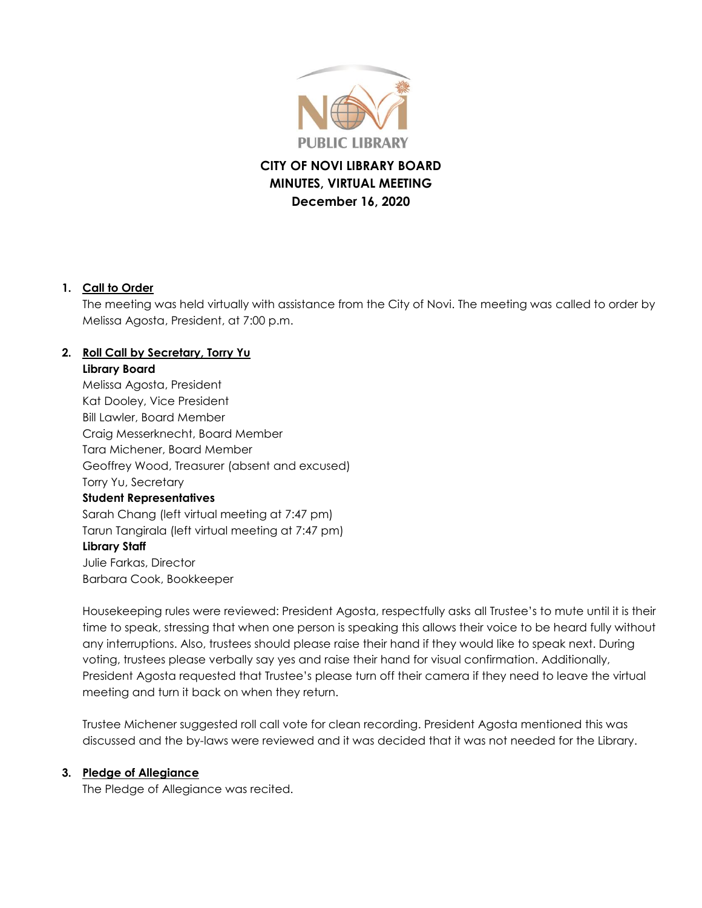# CITY OF NOVI LIBRARY BOARD
# MINUTES, VIRTUAL MEETING
# December 16, 2020

1. **Call to Order**

   The meeting was held virtually with assistance from the City of Novi. The meeting was called to order by Melissa Agosta, President, at 7:00 p.m.

2. **Roll Call by Secretary, Torry Yu**

   **Library Board**

   Melissa Agosta, President
   Kat Dooley, Vice President
   Bill Lawler, Board Member
   Craig Messerknecht, Board Member
   Tara Michener, Board Member
   Geoffrey Wood, Treasurer (absent and excused)
   Torry Yu, Secretary

   **Student Representatives**

   Sarah Chang (left virtual meeting at 7:47 pm)
   Tarun Tangirala (left virtual meeting at 7:47 pm)

   **Library Staff**

   Julie Farkas, Director
   Barbara Cook, Bookkeeper

   Housekeeping rules were reviewed: President Agosta, respectfully asks all Trustee's to mute until it is their time to speak, stressing that when one person is speaking this allows their voice to be heard fully without any interruptions. Also, trustees should please raise their hand if they would like to speak next. During voting, trustees please verbally say yes and raise their hand for visual confirmation. Additionally, President Agosta requested that Trustee's please turn off their camera if they need to leave the virtual meeting and turn it back on when they return.

   Trustee Michener suggested roll call vote for clean recording. President Agosta mentioned this was discussed and the by-laws were reviewed and it was decided that it was not needed for the Library.

3. **Pledge of Allegiance**

   The Pledge of Allegiance was recited.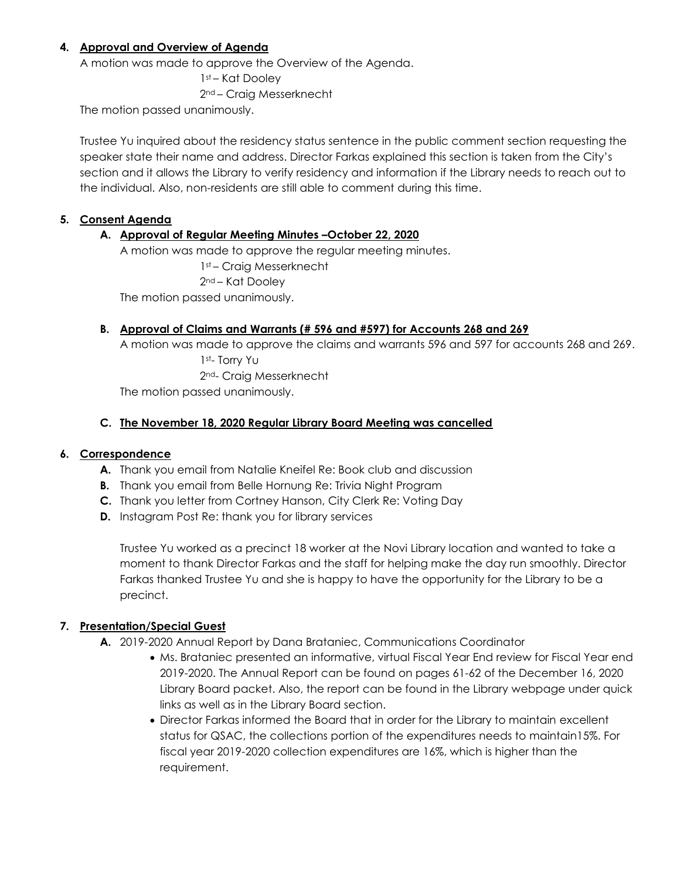**4. Approval and Overview of Agenda**

A motion was made to approve the Overview of the Agenda.

1st – Kat Dooley
2nd – Craig Messerknecht

The motion passed unanimously.

Trustee Yu inquired about the residency status sentence in the public comment section requesting the speaker state their name and address. Director Farkas explained this section is taken from the City's section and it allows the Library to verify residency and information if the Library needs to reach out to the individual. Also, non-residents are still able to comment during this time.

**5. Consent Agenda**

**A. Approval of Regular Meeting Minutes –October 22, 2020**

A motion was made to approve the regular meeting minutes.

1st – Craig Messerknecht
2nd – Kat Dooley

The motion passed unanimously.

**B. Approval of Claims and Warrants (# 596 and #597) for Accounts 268 and 269**

A motion was made to approve the claims and warrants 596 and 597 for accounts 268 and 269.

1st- Torry Yu
2nd- Craig Messerknecht

The motion passed unanimously.

**C. The November 18, 2020 Regular Library Board Meeting was cancelled**

**6. Correspondence**

- **A.** Thank you email from Natalie Kneifel Re: Book club and discussion
- **B.** Thank you email from Belle Hornung Re: Trivia Night Program
- **C.** Thank you letter from Cortney Hanson, City Clerk Re: Voting Day
- **D.** Instagram Post Re: thank you for library services

Trustee Yu worked as a precinct 18 worker at the Novi Library location and wanted to take a moment to thank Director Farkas and the staff for helping make the day run smoothly. Director Farkas thanked Trustee Yu and she is happy to have the opportunity for the Library to be a precinct.

**7. Presentation/Special Guest**

**A.** 2019-2020 Annual Report by Dana Brataniec, Communications Coordinator

- Ms. Brataniec presented an informative, virtual Fiscal Year End review for Fiscal Year end 2019-2020. The Annual Report can be found on pages 61-62 of the December 16, 2020 Library Board packet. Also, the report can be found in the Library webpage under quick links as well as in the Library Board section.
- Director Farkas informed the Board that in order for the Library to maintain excellent status for QSAC, the collections portion of the expenditures needs to maintain15%. For fiscal year 2019-2020 collection expenditures are 16%, which is higher than the requirement.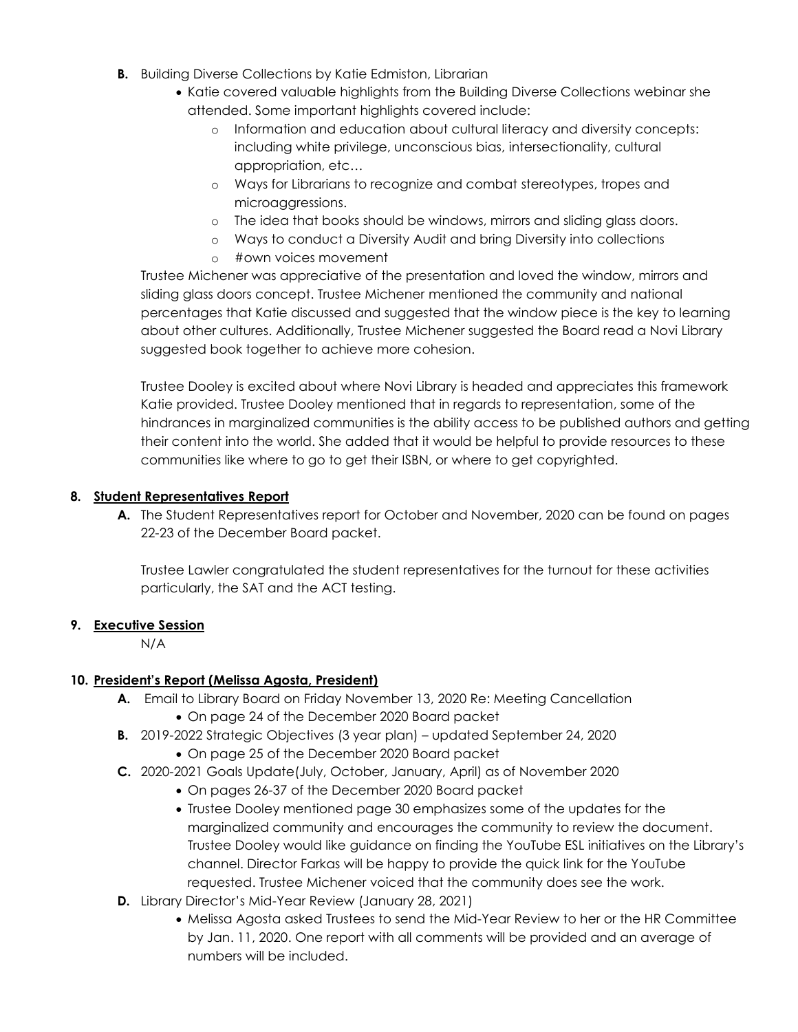**B.** Building Diverse Collections by Katie Edmiston, Librarian

- Katie covered valuable highlights from the Building Diverse Collections webinar she attended. Some important highlights covered include:
    - Information and education about cultural literacy and diversity concepts: including white privilege, unconscious bias, intersectionality, cultural appropriation, etc…
    - Ways for Librarians to recognize and combat stereotypes, tropes and microaggressions.
    - The idea that books should be windows, mirrors and sliding glass doors.
    - Ways to conduct a Diversity Audit and bring Diversity into collections
    - #own voices movement

Trustee Michener was appreciative of the presentation and loved the window, mirrors and sliding glass doors concept. Trustee Michener mentioned the community and national percentages that Katie discussed and suggested that the window piece is the key to learning about other cultures. Additionally, Trustee Michener suggested the Board read a Novi Library suggested book together to achieve more cohesion.

Trustee Dooley is excited about where Novi Library is headed and appreciates this framework Katie provided. Trustee Dooley mentioned that in regards to representation, some of the hindrances in marginalized communities is the ability access to be published authors and getting their content into the world. She added that it would be helpful to provide resources to these communities like where to go to get their ISBN, or where to get copyrighted.

**8. Student Representatives Report**

**A.** The Student Representatives report for October and November, 2020 can be found on pages 22-23 of the December Board packet.

Trustee Lawler congratulated the student representatives for the turnout for these activities particularly, the SAT and the ACT testing.

**9. Executive Session**

N/A

**10. President's Report (Melissa Agosta, President)**

**A.** Email to Library Board on Friday November 13, 2020 Re: Meeting Cancellation

- On page 24 of the December 2020 Board packet

**B.** 2019-2022 Strategic Objectives (3 year plan) – updated September 24, 2020

- On page 25 of the December 2020 Board packet

**C.** 2020-2021 Goals Update(July, October, January, April) as of November 2020

- On pages 26-37 of the December 2020 Board packet
- Trustee Dooley mentioned page 30 emphasizes some of the updates for the marginalized community and encourages the community to review the document. Trustee Dooley would like guidance on finding the YouTube ESL initiatives on the Library's channel. Director Farkas will be happy to provide the quick link for the YouTube requested. Trustee Michener voiced that the community does see the work.

**D.** Library Director's Mid-Year Review (January 28, 2021)

- Melissa Agosta asked Trustees to send the Mid-Year Review to her or the HR Committee by Jan. 11, 2020. One report with all comments will be provided and an average of numbers will be included.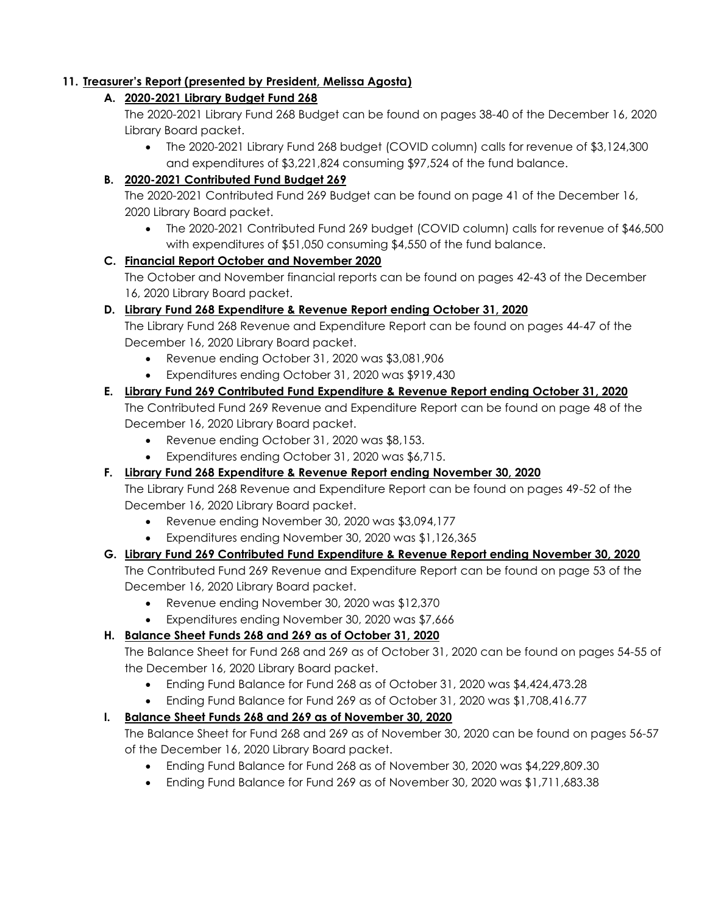11. **Treasurer's Report (presented by President, Melissa Agosta)**

   A. **2020-2021 Library Budget Fund 268**

   The 2020-2021 Library Fund 268 Budget can be found on pages 38-40 of the December 16, 2020 Library Board packet.

   - The 2020-2021 Library Fund 268 budget (COVID column) calls for revenue of $3,124,300 and expenditures of $3,221,824 consuming $97,524 of the fund balance.

   B. **2020-2021 Contributed Fund Budget 269**

   The 2020-2021 Contributed Fund 269 Budget can be found on page 41 of the December 16, 2020 Library Board packet.

   - The 2020-2021 Contributed Fund 269 budget (COVID column) calls for revenue of $46,500 with expenditures of $51,050 consuming $4,550 of the fund balance.

   C. **Financial Report October and November 2020**

   The October and November financial reports can be found on pages 42-43 of the December 16, 2020 Library Board packet.

   D. **Library Fund 268 Expenditure & Revenue Report ending October 31, 2020**

   The Library Fund 268 Revenue and Expenditure Report can be found on pages 44-47 of the December 16, 2020 Library Board packet.

   - Revenue ending October 31, 2020 was $3,081,906
   - Expenditures ending October 31, 2020 was $919,430

   E. **Library Fund 269 Contributed Fund Expenditure & Revenue Report ending October 31, 2020**

   The Contributed Fund 269 Revenue and Expenditure Report can be found on page 48 of the December 16, 2020 Library Board packet.

   - Revenue ending October 31, 2020 was $8,153.
   - Expenditures ending October 31, 2020 was $6,715.

   F. **Library Fund 268 Expenditure & Revenue Report ending November 30, 2020**

   The Library Fund 268 Revenue and Expenditure Report can be found on pages 49-52 of the December 16, 2020 Library Board packet.

   - Revenue ending November 30, 2020 was $3,094,177
   - Expenditures ending November 30, 2020 was $1,126,365

   G. **Library Fund 269 Contributed Fund Expenditure & Revenue Report ending November 30, 2020**

   The Contributed Fund 269 Revenue and Expenditure Report can be found on page 53 of the December 16, 2020 Library Board packet.

   - Revenue ending November 30, 2020 was $12,370
   - Expenditures ending November 30, 2020 was $7,666

   H. **Balance Sheet Funds 268 and 269 as of October 31, 2020**

   The Balance Sheet for Fund 268 and 269 as of October 31, 2020 can be found on pages 54-55 of the December 16, 2020 Library Board packet.

   - Ending Fund Balance for Fund 268 as of October 31, 2020 was $4,424,473.28
   - Ending Fund Balance for Fund 269 as of October 31, 2020 was $1,708,416.77

   I. **Balance Sheet Funds 268 and 269 as of November 30, 2020**

   The Balance Sheet for Fund 268 and 269 as of November 30, 2020 can be found on pages 56-57 of the December 16, 2020 Library Board packet.

   - Ending Fund Balance for Fund 268 as of November 30, 2020 was $4,229,809.30
   - Ending Fund Balance for Fund 269 as of November 30, 2020 was $1,711,683.38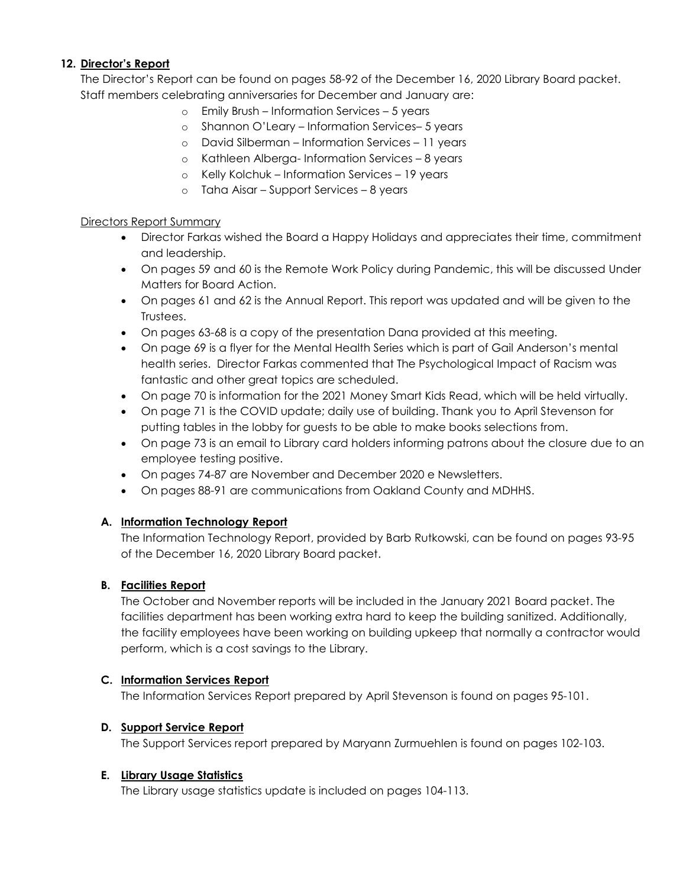**12. Director's Report**

The Director's Report can be found on pages 58-92 of the December 16, 2020 Library Board packet. Staff members celebrating anniversaries for December and January are:

- Emily Brush – Information Services – 5 years
- Shannon O'Leary – Information Services– 5 years
- David Silberman – Information Services – 11 years
- Kathleen Alberga- Information Services – 8 years
- Kelly Kolchuk – Information Services – 19 years
- Taha Aisar – Support Services – 8 years

Directors Report Summary

- Director Farkas wished the Board a Happy Holidays and appreciates their time, commitment and leadership.
- On pages 59 and 60 is the Remote Work Policy during Pandemic, this will be discussed Under Matters for Board Action.
- On pages 61 and 62 is the Annual Report. This report was updated and will be given to the Trustees.
- On pages 63-68 is a copy of the presentation Dana provided at this meeting.
- On page 69 is a flyer for the Mental Health Series which is part of Gail Anderson's mental health series. Director Farkas commented that The Psychological Impact of Racism was fantastic and other great topics are scheduled.
- On page 70 is information for the 2021 Money Smart Kids Read, which will be held virtually.
- On page 71 is the COVID update; daily use of building. Thank you to April Stevenson for putting tables in the lobby for guests to be able to make books selections from.
- On page 73 is an email to Library card holders informing patrons about the closure due to an employee testing positive.
- On pages 74-87 are November and December 2020 e Newsletters.
- On pages 88-91 are communications from Oakland County and MDHHS.

**A. Information Technology Report**

The Information Technology Report, provided by Barb Rutkowski, can be found on pages 93-95 of the December 16, 2020 Library Board packet.

**B. Facilities Report**

The October and November reports will be included in the January 2021 Board packet. The facilities department has been working extra hard to keep the building sanitized. Additionally, the facility employees have been working on building upkeep that normally a contractor would perform, which is a cost savings to the Library.

**C. Information Services Report**

The Information Services Report prepared by April Stevenson is found on pages 95-101.

**D. Support Service Report**

The Support Services report prepared by Maryann Zurmuehlen is found on pages 102-103.

**E. Library Usage Statistics**

The Library usage statistics update is included on pages 104-113.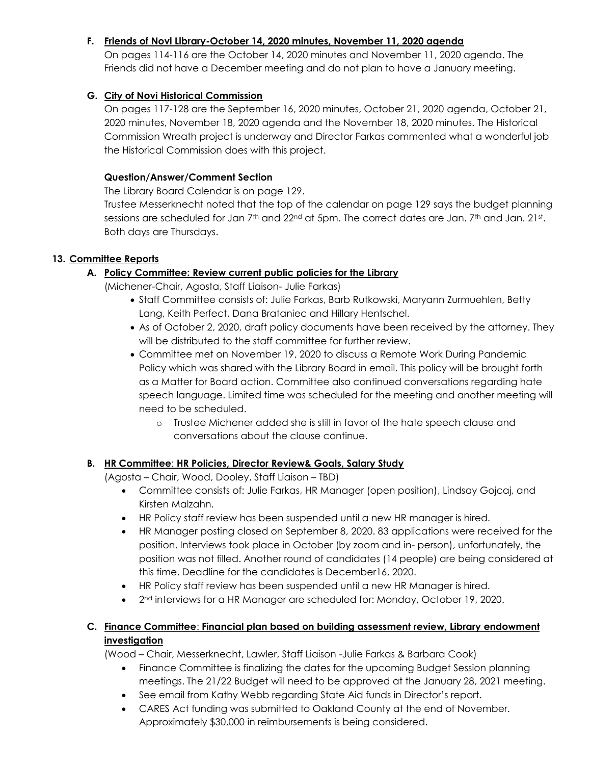**F. <u>Friends of Novi Library-October 14, 2020 minutes, November 11, 2020 agenda</u>**

On pages 114-116 are the October 14, 2020 minutes and November 11, 2020 agenda. The Friends did not have a December meeting and do not plan to have a January meeting.

**G. <u>City of Novi Historical Commission</u>**

On pages 117-128 are the September 16, 2020 minutes, October 21, 2020 agenda, October 21, 2020 minutes, November 18, 2020 agenda and the November 18, 2020 minutes. The Historical Commission Wreath project is underway and Director Farkas commented what a wonderful job the Historical Commission does with this project.

**Question/Answer/Comment Section**

The Library Board Calendar is on page 129.

Trustee Messerknecht noted that the top of the calendar on page 129 says the budget planning sessions are scheduled for Jan 7th and 22nd at 5pm. The correct dates are Jan. 7th and Jan. 21st. Both days are Thursdays.

## 13. <u>Committee Reports</u>

**A. <u>Policy Committee: Review current public policies for the Library</u>**

(Michener-Chair, Agosta, Staff Liaison- Julie Farkas)

- Staff Committee consists of: Julie Farkas, Barb Rutkowski, Maryann Zurmuehlen, Betty Lang, Keith Perfect, Dana Brataniec and Hillary Hentschel.
- As of October 2, 2020, draft policy documents have been received by the attorney. They will be distributed to the staff committee for further review.
- Committee met on November 19, 2020 to discuss a Remote Work During Pandemic Policy which was shared with the Library Board in email. This policy will be brought forth as a Matter for Board action. Committee also continued conversations regarding hate speech language. Limited time was scheduled for the meeting and another meeting will need to be scheduled.
  - Trustee Michener added she is still in favor of the hate speech clause and conversations about the clause continue.

**B. <u>HR Committee: HR Policies, Director Review& Goals, Salary Study</u>**

(Agosta – Chair, Wood, Dooley, Staff Liaison – TBD)

- Committee consists of: Julie Farkas, HR Manager (open position), Lindsay Gojcaj, and Kirsten Malzahn.
- HR Policy staff review has been suspended until a new HR manager is hired.
- HR Manager posting closed on September 8, 2020. 83 applications were received for the position. Interviews took place in October (by zoom and in- person), unfortunately, the position was not filled. Another round of candidates (14 people) are being considered at this time. Deadline for the candidates is December16, 2020.
- HR Policy staff review has been suspended until a new HR Manager is hired.
- 2nd interviews for a HR Manager are scheduled for: Monday, October 19, 2020.

**C. <u>Finance Committee: Financial plan based on building assessment review, Library endowment investigation</u>**

(Wood – Chair, Messerknecht, Lawler, Staff Liaison -Julie Farkas & Barbara Cook)

- Finance Committee is finalizing the dates for the upcoming Budget Session planning meetings. The 21/22 Budget will need to be approved at the January 28, 2021 meeting.
- See email from Kathy Webb regarding State Aid funds in Director's report.
- CARES Act funding was submitted to Oakland County at the end of November. Approximately $30,000 in reimbursements is being considered.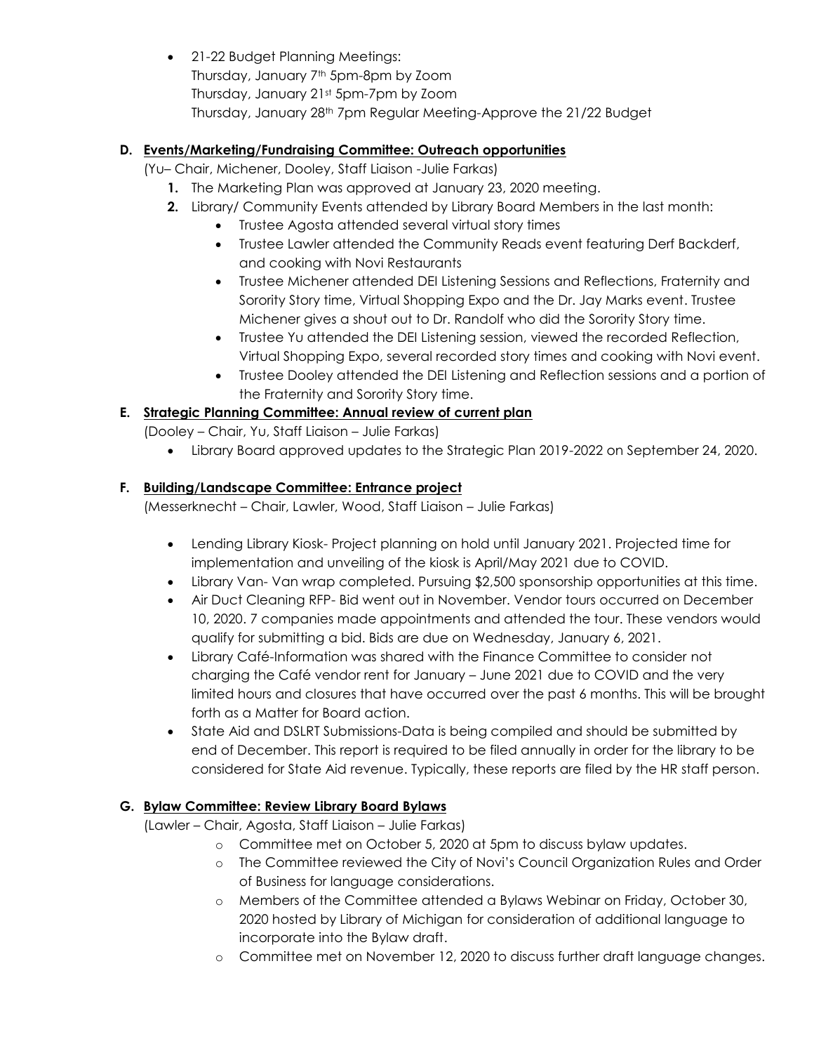- 21-22 Budget Planning Meetings:
  Thursday, January 7th 5pm-8pm by Zoom
  Thursday, January 21st 5pm-7pm by Zoom
  Thursday, January 28th 7pm Regular Meeting-Approve the 21/22 Budget

**D. Events/Marketing/Fundraising Committee: Outreach opportunities**

(Yu– Chair, Michener, Dooley, Staff Liaison -Julie Farkas)

1. The Marketing Plan was approved at January 23, 2020 meeting.
2. Library/ Community Events attended by Library Board Members in the last month:
   - Trustee Agosta attended several virtual story times
   - Trustee Lawler attended the Community Reads event featuring Derf Backderf, and cooking with Novi Restaurants
   - Trustee Michener attended DEI Listening Sessions and Reflections, Fraternity and Sorority Story time, Virtual Shopping Expo and the Dr. Jay Marks event. Trustee Michener gives a shout out to Dr. Randolf who did the Sorority Story time.
   - Trustee Yu attended the DEI Listening session, viewed the recorded Reflection, Virtual Shopping Expo, several recorded story times and cooking with Novi event.
   - Trustee Dooley attended the DEI Listening and Reflection sessions and a portion of the Fraternity and Sorority Story time.

**E. Strategic Planning Committee: Annual review of current plan**

(Dooley – Chair, Yu, Staff Liaison – Julie Farkas)

- Library Board approved updates to the Strategic Plan 2019-2022 on September 24, 2020.

**F. Building/Landscape Committee: Entrance project**

(Messerknecht – Chair, Lawler, Wood, Staff Liaison – Julie Farkas)

- Lending Library Kiosk- Project planning on hold until January 2021. Projected time for implementation and unveiling of the kiosk is April/May 2021 due to COVID.
- Library Van- Van wrap completed. Pursuing $2,500 sponsorship opportunities at this time.
- Air Duct Cleaning RFP- Bid went out in November. Vendor tours occurred on December 10, 2020. 7 companies made appointments and attended the tour. These vendors would qualify for submitting a bid. Bids are due on Wednesday, January 6, 2021.
- Library Café-Information was shared with the Finance Committee to consider not charging the Café vendor rent for January – June 2021 due to COVID and the very limited hours and closures that have occurred over the past 6 months. This will be brought forth as a Matter for Board action.
- State Aid and DSLRT Submissions-Data is being compiled and should be submitted by end of December. This report is required to be filed annually in order for the library to be considered for State Aid revenue. Typically, these reports are filed by the HR staff person.

**G. Bylaw Committee: Review Library Board Bylaws**

(Lawler – Chair, Agosta, Staff Liaison – Julie Farkas)

- Committee met on October 5, 2020 at 5pm to discuss bylaw updates.
- The Committee reviewed the City of Novi's Council Organization Rules and Order of Business for language considerations.
- Members of the Committee attended a Bylaws Webinar on Friday, October 30, 2020 hosted by Library of Michigan for consideration of additional language to incorporate into the Bylaw draft.
- Committee met on November 12, 2020 to discuss further draft language changes.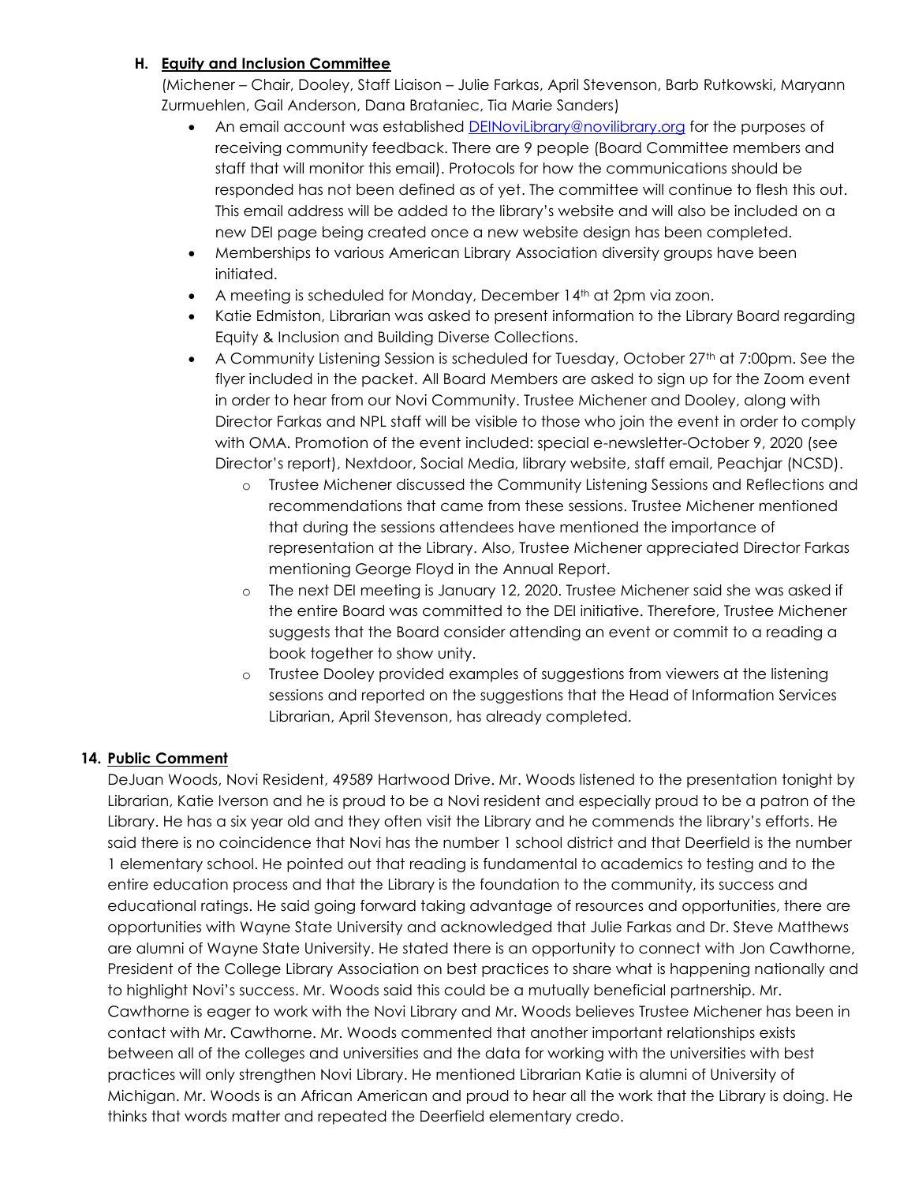### H. Equity and Inclusion Committee

(Michener – Chair, Dooley, Staff Liaison – Julie Farkas, April Stevenson, Barb Rutkowski, Maryann Zurmuehlen, Gail Anderson, Dana Brataniec, Tia Marie Sanders)

- An email account was established DEINoviLibrary@novilibrary.org for the purposes of receiving community feedback. There are 9 people (Board Committee members and staff that will monitor this email). Protocols for how the communications should be responded has not been defined as of yet. The committee will continue to flesh this out. This email address will be added to the library's website and will also be included on a new DEI page being created once a new website design has been completed.
- Memberships to various American Library Association diversity groups have been initiated.
- A meeting is scheduled for Monday, December 14th at 2pm via zoon.
- Katie Edmiston, Librarian was asked to present information to the Library Board regarding Equity & Inclusion and Building Diverse Collections.
- A Community Listening Session is scheduled for Tuesday, October 27th at 7:00pm. See the flyer included in the packet. All Board Members are asked to sign up for the Zoom event in order to hear from our Novi Community. Trustee Michener and Dooley, along with Director Farkas and NPL staff will be visible to those who join the event in order to comply with OMA. Promotion of the event included: special e-newsletter-October 9, 2020 (see Director's report), Nextdoor, Social Media, library website, staff email, Peachjar (NCSD).
  - Trustee Michener discussed the Community Listening Sessions and Reflections and recommendations that came from these sessions. Trustee Michener mentioned that during the sessions attendees have mentioned the importance of representation at the Library. Also, Trustee Michener appreciated Director Farkas mentioning George Floyd in the Annual Report.
  - The next DEI meeting is January 12, 2020. Trustee Michener said she was asked if the entire Board was committed to the DEI initiative. Therefore, Trustee Michener suggests that the Board consider attending an event or commit to a reading a book together to show unity.
  - Trustee Dooley provided examples of suggestions from viewers at the listening sessions and reported on the suggestions that the Head of Information Services Librarian, April Stevenson, has already completed.

## 14. Public Comment

DeJuan Woods, Novi Resident, 49589 Hartwood Drive. Mr. Woods listened to the presentation tonight by Librarian, Katie Iverson and he is proud to be a Novi resident and especially proud to be a patron of the Library. He has a six year old and they often visit the Library and he commends the library's efforts. He said there is no coincidence that Novi has the number 1 school district and that Deerfield is the number 1 elementary school. He pointed out that reading is fundamental to academics to testing and to the entire education process and that the Library is the foundation to the community, its success and educational ratings. He said going forward taking advantage of resources and opportunities, there are opportunities with Wayne State University and acknowledged that Julie Farkas and Dr. Steve Matthews are alumni of Wayne State University. He stated there is an opportunity to connect with Jon Cawthorne, President of the College Library Association on best practices to share what is happening nationally and to highlight Novi's success. Mr. Woods said this could be a mutually beneficial partnership. Mr. Cawthorne is eager to work with the Novi Library and Mr. Woods believes Trustee Michener has been in contact with Mr. Cawthorne. Mr. Woods commented that another important relationships exists between all of the colleges and universities and the data for working with the universities with best practices will only strengthen Novi Library. He mentioned Librarian Katie is alumni of University of Michigan. Mr. Woods is an African American and proud to hear all the work that the Library is doing. He thinks that words matter and repeated the Deerfield elementary credo.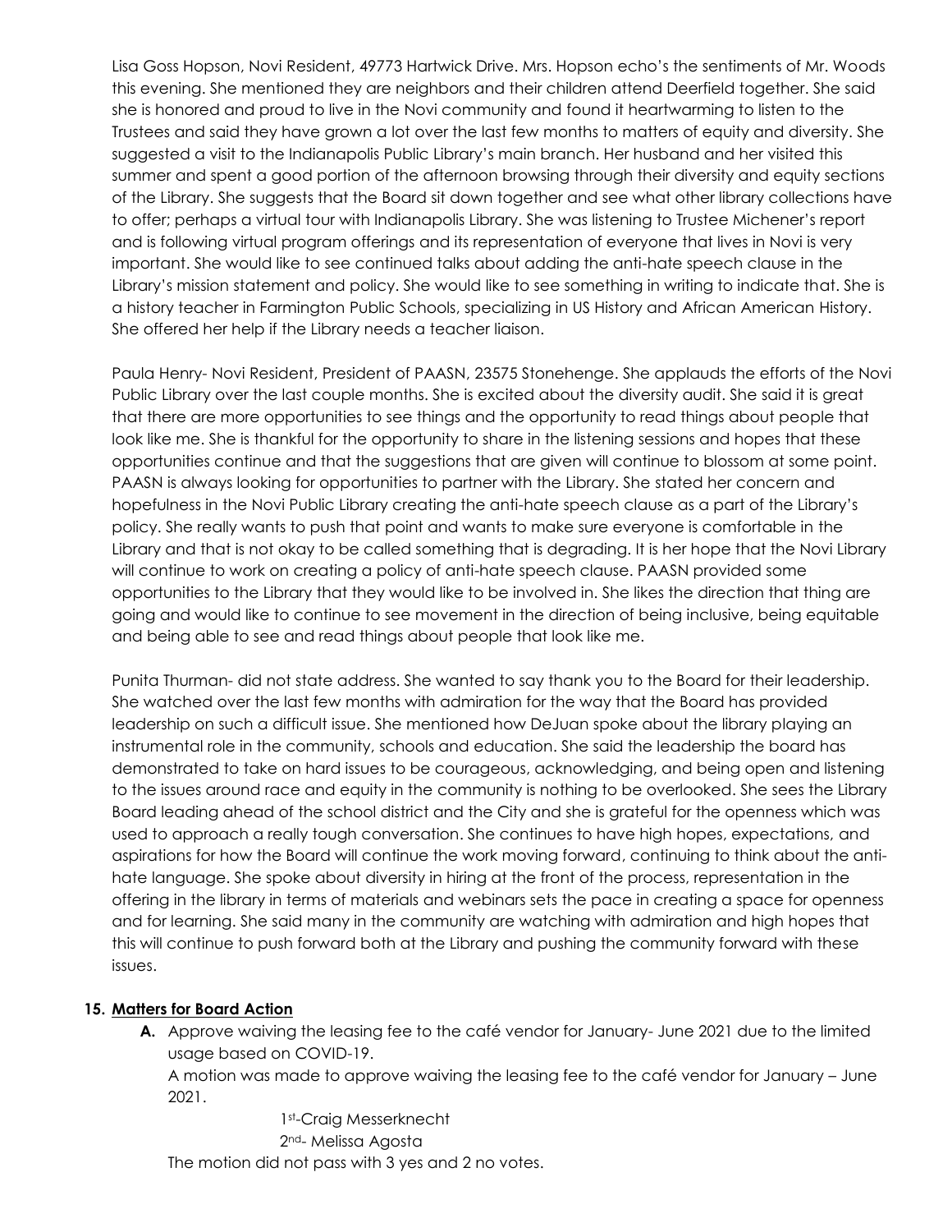Lisa Goss Hopson, Novi Resident, 49773 Hartwick Drive. Mrs. Hopson echo's the sentiments of Mr. Woods this evening. She mentioned they are neighbors and their children attend Deerfield together. She said she is honored and proud to live in the Novi community and found it heartwarming to listen to the Trustees and said they have grown a lot over the last few months to matters of equity and diversity. She suggested a visit to the Indianapolis Public Library's main branch. Her husband and her visited this summer and spent a good portion of the afternoon browsing through their diversity and equity sections of the Library. She suggests that the Board sit down together and see what other library collections have to offer; perhaps a virtual tour with Indianapolis Library. She was listening to Trustee Michener's report and is following virtual program offerings and its representation of everyone that lives in Novi is very important. She would like to see continued talks about adding the anti-hate speech clause in the Library's mission statement and policy. She would like to see something in writing to indicate that. She is a history teacher in Farmington Public Schools, specializing in US History and African American History. She offered her help if the Library needs a teacher liaison.

Paula Henry- Novi Resident, President of PAASN, 23575 Stonehenge. She applauds the efforts of the Novi Public Library over the last couple months. She is excited about the diversity audit. She said it is great that there are more opportunities to see things and the opportunity to read things about people that look like me. She is thankful for the opportunity to share in the listening sessions and hopes that these opportunities continue and that the suggestions that are given will continue to blossom at some point. PAASN is always looking for opportunities to partner with the Library. She stated her concern and hopefulness in the Novi Public Library creating the anti-hate speech clause as a part of the Library's policy. She really wants to push that point and wants to make sure everyone is comfortable in the Library and that is not okay to be called something that is degrading. It is her hope that the Novi Library will continue to work on creating a policy of anti-hate speech clause. PAASN provided some opportunities to the Library that they would like to be involved in. She likes the direction that thing are going and would like to continue to see movement in the direction of being inclusive, being equitable and being able to see and read things about people that look like me.

Punita Thurman- did not state address. She wanted to say thank you to the Board for their leadership. She watched over the last few months with admiration for the way that the Board has provided leadership on such a difficult issue. She mentioned how DeJuan spoke about the library playing an instrumental role in the community, schools and education. She said the leadership the board has demonstrated to take on hard issues to be courageous, acknowledging, and being open and listening to the issues around race and equity in the community is nothing to be overlooked. She sees the Library Board leading ahead of the school district and the City and she is grateful for the openness which was used to approach a really tough conversation. She continues to have high hopes, expectations, and aspirations for how the Board will continue the work moving forward, continuing to think about the anti-hate language. She spoke about diversity in hiring at the front of the process, representation in the offering in the library in terms of materials and webinars sets the pace in creating a space for openness and for learning. She said many in the community are watching with admiration and high hopes that this will continue to push forward both at the Library and pushing the community forward with these issues.

**15. Matters for Board Action**

**A.** Approve waiving the leasing fee to the café vendor for January- June 2021 due to the limited usage based on COVID-19.

A motion was made to approve waiving the leasing fee to the café vendor for January – June 2021.

1st-Craig Messerknecht
2nd- Melissa Agosta

The motion did not pass with 3 yes and 2 no votes.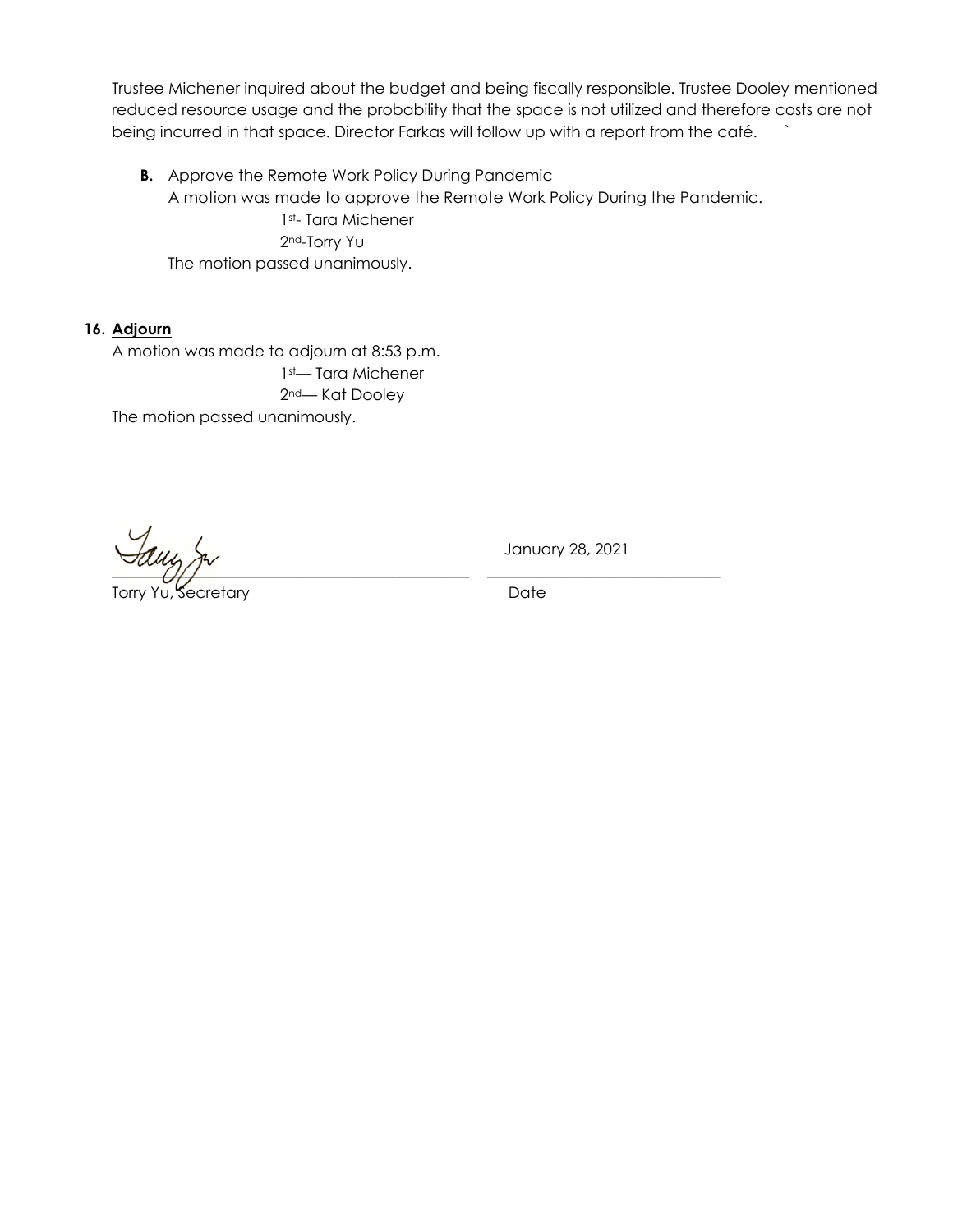Trustee Michener inquired about the budget and being fiscally responsible. Trustee Dooley mentioned reduced resource usage and the probability that the space is not utilized and therefore costs are not being incurred in that space. Director Farkas will follow up with a report from the café. `

**B.** Approve the Remote Work Policy During Pandemic
A motion was made to approve the Remote Work Policy During the Pandemic.
1st- Tara Michener
2nd-Torry Yu
The motion passed unanimously.

**16. Adjourn**

A motion was made to adjourn at 8:53 p.m.
1st— Tara Michener
2nd— Kat Dooley
The motion passed unanimously.

\_\_\_\_\_\_\_\_\_\_\_\_\_\_\_\_\_\_\_\_\_\_\_\_\_\_\_\_\_\_ January 28, 2021
Torry Yu, Secretary Date